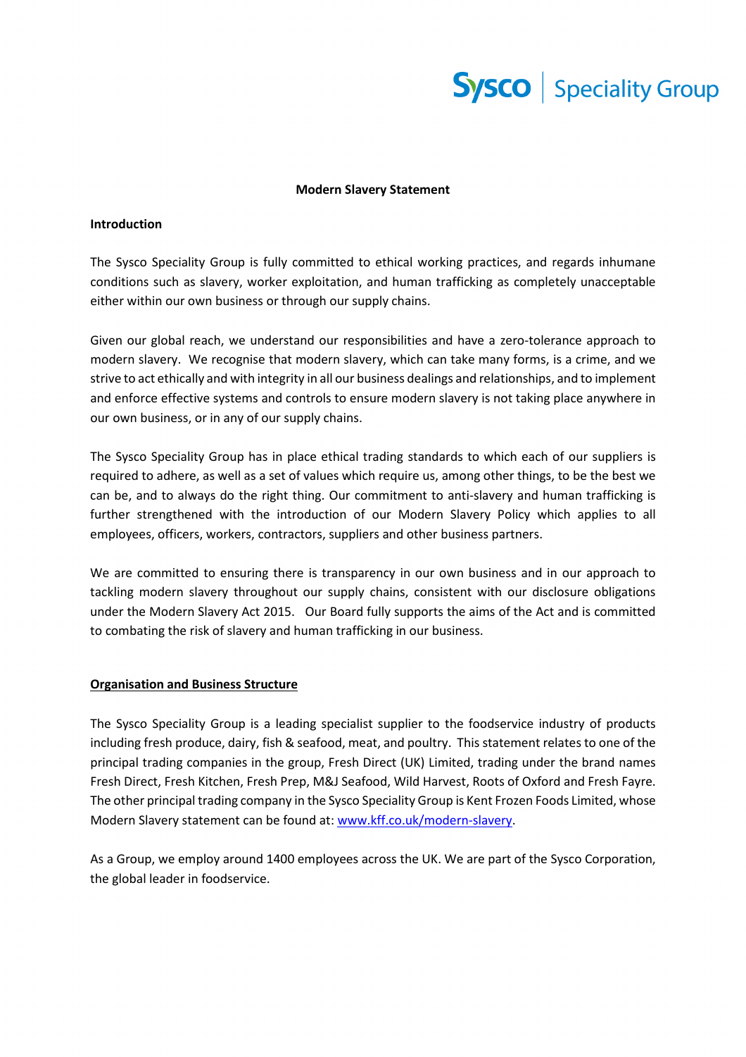# Modern Slavery Statement

## Introduction

The Sysco Speciality Group is fully committed to ethical working practices, and regards inhumane conditions such as slavery, worker exploitation, and human trafficking as completely unacceptable either within our own business or through our supply chains.

Given our global reach, we understand our responsibilities and have a zero-tolerance approach to modern slavery. We recognise that modern slavery, which can take many forms, is a crime, and we strive to act ethically and with integrity in all our business dealings and relationships, and to implement and enforce effective systems and controls to ensure modern slavery is not taking place anywhere in our own business, or in any of our supply chains.

The Sysco Speciality Group has in place ethical trading standards to which each of our suppliers is required to adhere, as well as a set of values which require us, among other things, to be the best we can be, and to always do the right thing. Our commitment to anti-slavery and human trafficking is further strengthened with the introduction of our Modern Slavery Policy which applies to all employees, officers, workers, contractors, suppliers and other business partners.

We are committed to ensuring there is transparency in our own business and in our approach to tackling modern slavery throughout our supply chains, consistent with our disclosure obligations under the Modern Slavery Act 2015. Our Board fully supports the aims of the Act and is committed to combating the risk of slavery and human trafficking in our business.

## Organisation and Business Structure

The Sysco Speciality Group is a leading specialist supplier to the foodservice industry of products including fresh produce, dairy, fish & seafood, meat, and poultry. This statement relates to one of the principal trading companies in the group, Fresh Direct (UK) Limited, trading under the brand names Fresh Direct, Fresh Kitchen, Fresh Prep, M&J Seafood, Wild Harvest, Roots of Oxford and Fresh Fayre. The other principal trading company in the Sysco Speciality Group is Kent Frozen Foods Limited, whose Modern Slavery statement can be found at: [www.kff.co.uk/modern-slavery](http://www.kff.co.uk/modern-slavery).

As a Group, we employ around 1400 employees across the UK. We are part of the Sysco Corporation, the global leader in foodservice.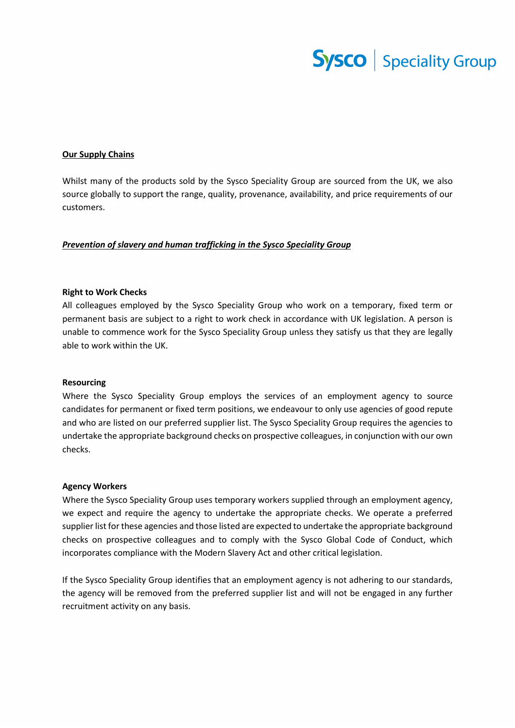**Our Supply Chains**

Whilst many of the products sold by the Sysco Speciality Group are sourced from the UK, we also source globally to support the range, quality, provenance, availability, and price requirements of our customers.

***Prevention of slavery and human trafficking in the Sysco Speciality Group***

**Right to Work Checks**

All colleagues employed by the Sysco Speciality Group who work on a temporary, fixed term or permanent basis are subject to a right to work check in accordance with UK legislation. A person is unable to commence work for the Sysco Speciality Group unless they satisfy us that they are legally able to work within the UK.

**Resourcing**

Where the Sysco Speciality Group employs the services of an employment agency to source candidates for permanent or fixed term positions, we endeavour to only use agencies of good repute and who are listed on our preferred supplier list. The Sysco Speciality Group requires the agencies to undertake the appropriate background checks on prospective colleagues, in conjunction with our own checks.

**Agency Workers**

Where the Sysco Speciality Group uses temporary workers supplied through an employment agency, we expect and require the agency to undertake the appropriate checks. We operate a preferred supplier list for these agencies and those listed are expected to undertake the appropriate background checks on prospective colleagues and to comply with the Sysco Global Code of Conduct, which incorporates compliance with the Modern Slavery Act and other critical legislation.

If the Sysco Speciality Group identifies that an employment agency is not adhering to our standards, the agency will be removed from the preferred supplier list and will not be engaged in any further recruitment activity on any basis.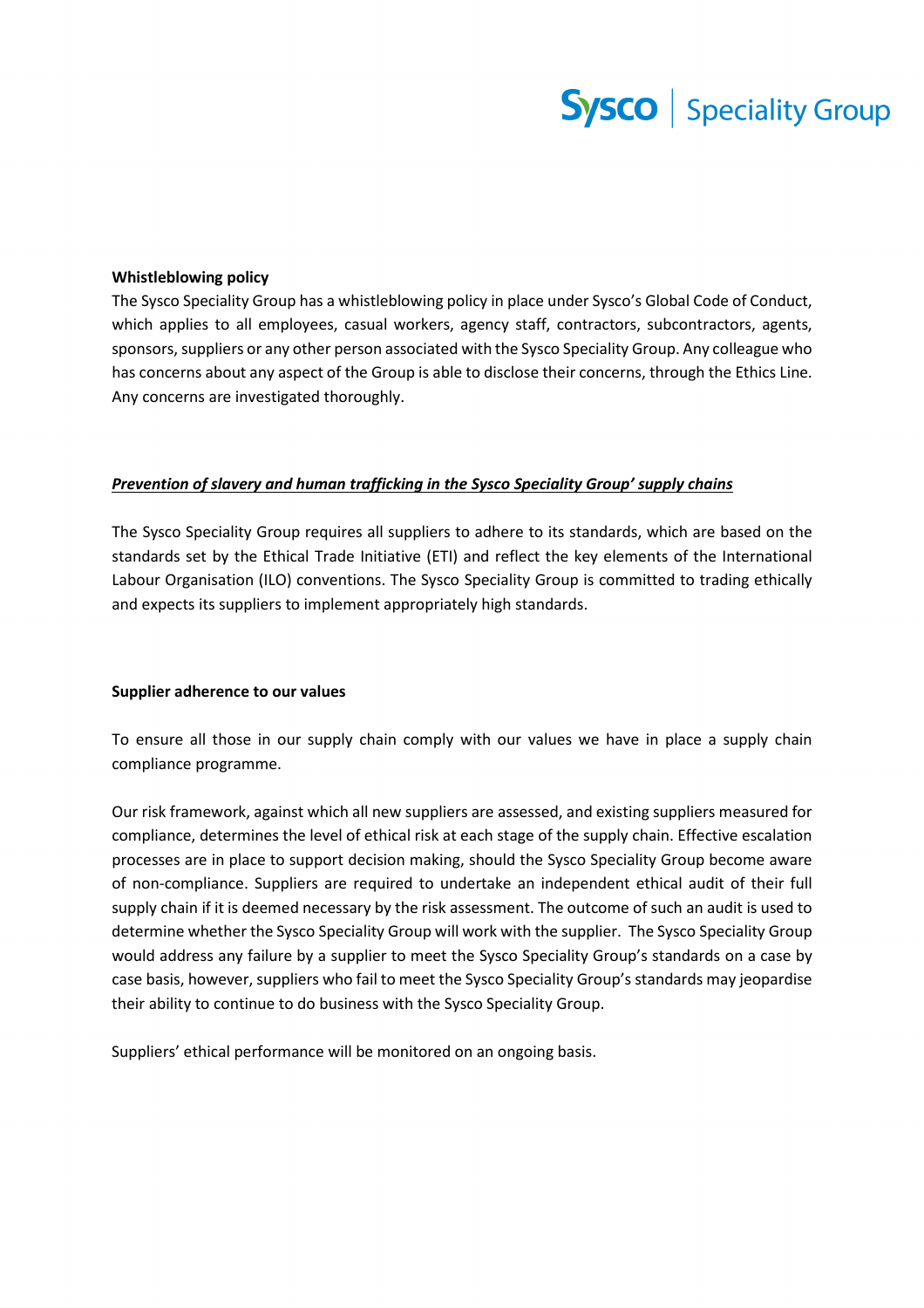**Whistleblowing policy**

The Sysco Speciality Group has a whistleblowing policy in place under Sysco's Global Code of Conduct, which applies to all employees, casual workers, agency staff, contractors, subcontractors, agents, sponsors, suppliers or any other person associated with the Sysco Speciality Group. Any colleague who has concerns about any aspect of the Group is able to disclose their concerns, through the Ethics Line. Any concerns are investigated thoroughly.

***Prevention of slavery and human trafficking in the Sysco Speciality Group' supply chains***

The Sysco Speciality Group requires all suppliers to adhere to its standards, which are based on the standards set by the Ethical Trade Initiative (ETI) and reflect the key elements of the International Labour Organisation (ILO) conventions. The Sysco Speciality Group is committed to trading ethically and expects its suppliers to implement appropriately high standards.

**Supplier adherence to our values**

To ensure all those in our supply chain comply with our values we have in place a supply chain compliance programme.

Our risk framework, against which all new suppliers are assessed, and existing suppliers measured for compliance, determines the level of ethical risk at each stage of the supply chain. Effective escalation processes are in place to support decision making, should the Sysco Speciality Group become aware of non-compliance. Suppliers are required to undertake an independent ethical audit of their full supply chain if it is deemed necessary by the risk assessment. The outcome of such an audit is used to determine whether the Sysco Speciality Group will work with the supplier. The Sysco Speciality Group would address any failure by a supplier to meet the Sysco Speciality Group's standards on a case by case basis, however, suppliers who fail to meet the Sysco Speciality Group's standards may jeopardise their ability to continue to do business with the Sysco Speciality Group.

Suppliers' ethical performance will be monitored on an ongoing basis.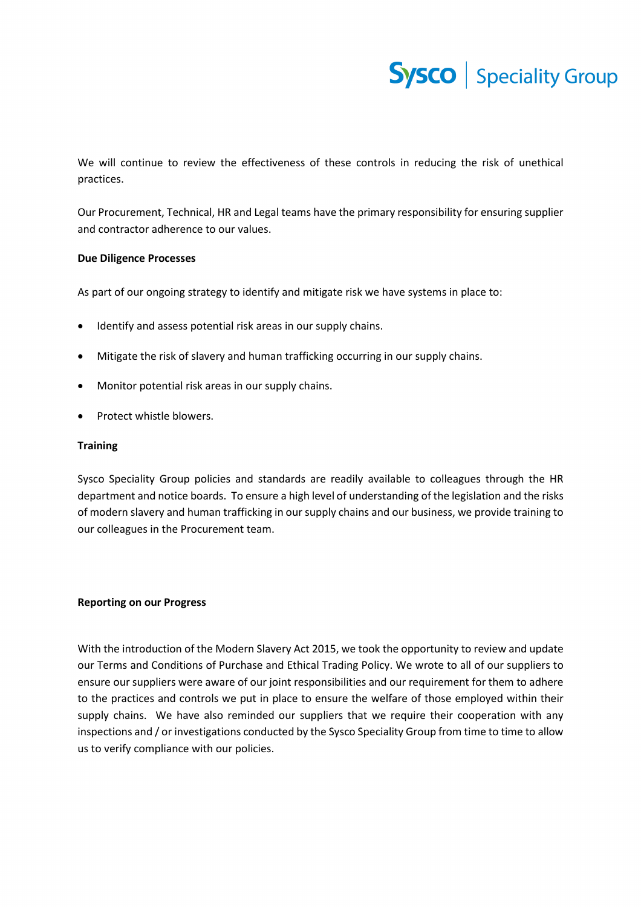We will continue to review the effectiveness of these controls in reducing the risk of unethical practices.

Our Procurement, Technical, HR and Legal teams have the primary responsibility for ensuring supplier and contractor adherence to our values.

**Due Diligence Processes**

As part of our ongoing strategy to identify and mitigate risk we have systems in place to:

- Identify and assess potential risk areas in our supply chains.
- Mitigate the risk of slavery and human trafficking occurring in our supply chains.
- Monitor potential risk areas in our supply chains.
- Protect whistle blowers.

**Training**

Sysco Speciality Group policies and standards are readily available to colleagues through the HR department and notice boards. To ensure a high level of understanding of the legislation and the risks of modern slavery and human trafficking in our supply chains and our business, we provide training to our colleagues in the Procurement team.

**Reporting on our Progress**

With the introduction of the Modern Slavery Act 2015, we took the opportunity to review and update our Terms and Conditions of Purchase and Ethical Trading Policy. We wrote to all of our suppliers to ensure our suppliers were aware of our joint responsibilities and our requirement for them to adhere to the practices and controls we put in place to ensure the welfare of those employed within their supply chains. We have also reminded our suppliers that we require their cooperation with any inspections and / or investigations conducted by the Sysco Speciality Group from time to time to allow us to verify compliance with our policies.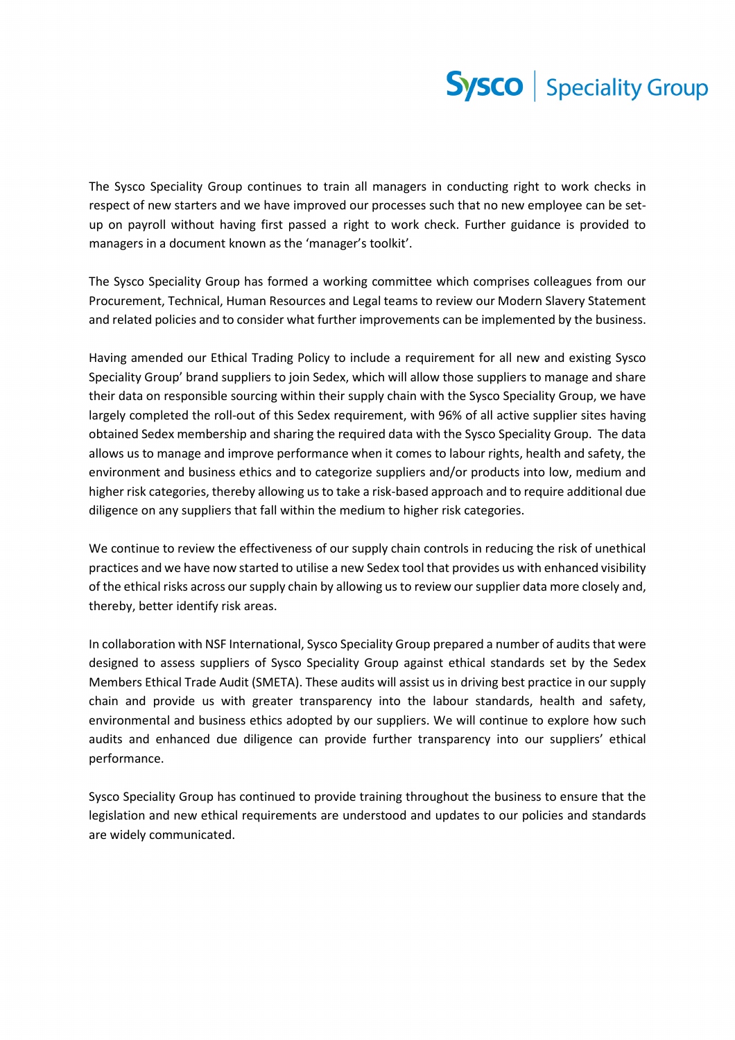The Sysco Speciality Group continues to train all managers in conducting right to work checks in respect of new starters and we have improved our processes such that no new employee can be set-up on payroll without having first passed a right to work check. Further guidance is provided to managers in a document known as the 'manager's toolkit'.

The Sysco Speciality Group has formed a working committee which comprises colleagues from our Procurement, Technical, Human Resources and Legal teams to review our Modern Slavery Statement and related policies and to consider what further improvements can be implemented by the business.

Having amended our Ethical Trading Policy to include a requirement for all new and existing Sysco Speciality Group' brand suppliers to join Sedex, which will allow those suppliers to manage and share their data on responsible sourcing within their supply chain with the Sysco Speciality Group, we have largely completed the roll-out of this Sedex requirement, with 96% of all active supplier sites having obtained Sedex membership and sharing the required data with the Sysco Speciality Group. The data allows us to manage and improve performance when it comes to labour rights, health and safety, the environment and business ethics and to categorize suppliers and/or products into low, medium and higher risk categories, thereby allowing us to take a risk-based approach and to require additional due diligence on any suppliers that fall within the medium to higher risk categories.

We continue to review the effectiveness of our supply chain controls in reducing the risk of unethical practices and we have now started to utilise a new Sedex tool that provides us with enhanced visibility of the ethical risks across our supply chain by allowing us to review our supplier data more closely and, thereby, better identify risk areas.

In collaboration with NSF International, Sysco Speciality Group prepared a number of audits that were designed to assess suppliers of Sysco Speciality Group against ethical standards set by the Sedex Members Ethical Trade Audit (SMETA). These audits will assist us in driving best practice in our supply chain and provide us with greater transparency into the labour standards, health and safety, environmental and business ethics adopted by our suppliers. We will continue to explore how such audits and enhanced due diligence can provide further transparency into our suppliers' ethical performance.

Sysco Speciality Group has continued to provide training throughout the business to ensure that the legislation and new ethical requirements are understood and updates to our policies and standards are widely communicated.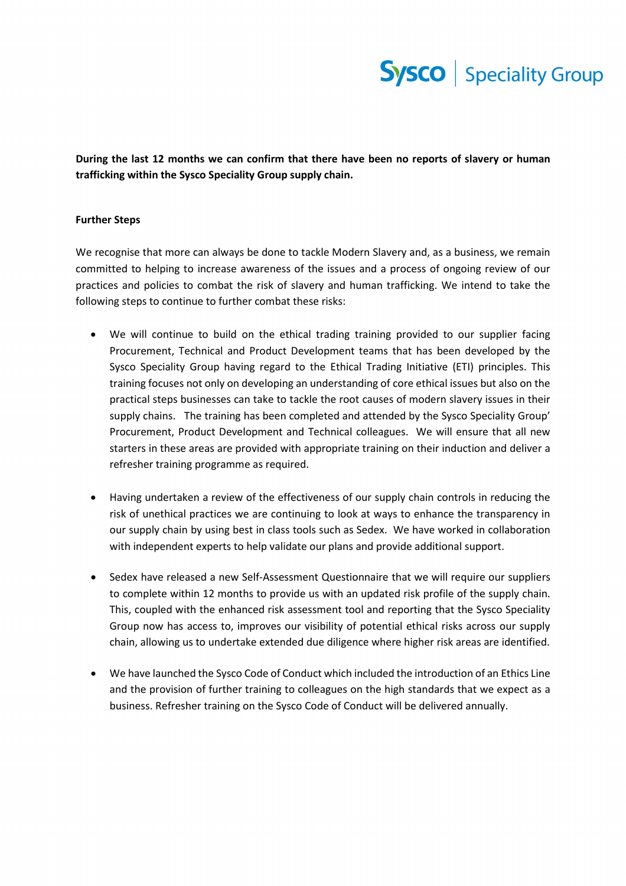**During the last 12 months we can confirm that there have been no reports of slavery or human trafficking within the Sysco Speciality Group supply chain.**

**Further Steps**

We recognise that more can always be done to tackle Modern Slavery and, as a business, we remain committed to helping to increase awareness of the issues and a process of ongoing review of our practices and policies to combat the risk of slavery and human trafficking. We intend to take the following steps to continue to further combat these risks:

- We will continue to build on the ethical trading training provided to our supplier facing Procurement, Technical and Product Development teams that has been developed by the Sysco Speciality Group having regard to the Ethical Trading Initiative (ETI) principles. This training focuses not only on developing an understanding of core ethical issues but also on the practical steps businesses can take to tackle the root causes of modern slavery issues in their supply chains. The training has been completed and attended by the Sysco Speciality Group' Procurement, Product Development and Technical colleagues. We will ensure that all new starters in these areas are provided with appropriate training on their induction and deliver a refresher training programme as required.

- Having undertaken a review of the effectiveness of our supply chain controls in reducing the risk of unethical practices we are continuing to look at ways to enhance the transparency in our supply chain by using best in class tools such as Sedex. We have worked in collaboration with independent experts to help validate our plans and provide additional support.

- Sedex have released a new Self-Assessment Questionnaire that we will require our suppliers to complete within 12 months to provide us with an updated risk profile of the supply chain. This, coupled with the enhanced risk assessment tool and reporting that the Sysco Speciality Group now has access to, improves our visibility of potential ethical risks across our supply chain, allowing us to undertake extended due diligence where higher risk areas are identified.

- We have launched the Sysco Code of Conduct which included the introduction of an Ethics Line and the provision of further training to colleagues on the high standards that we expect as a business. Refresher training on the Sysco Code of Conduct will be delivered annually.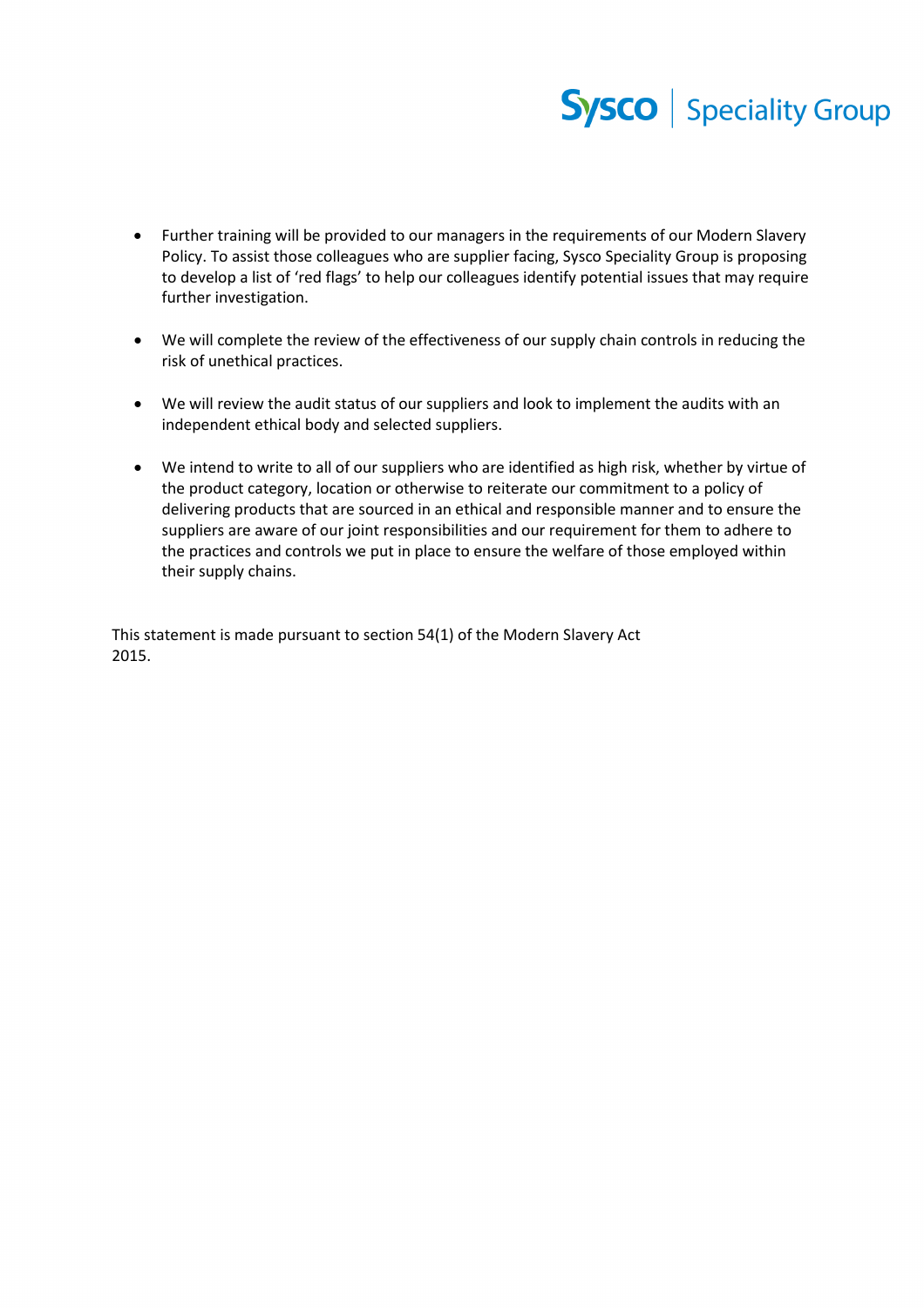- Further training will be provided to our managers in the requirements of our Modern Slavery Policy. To assist those colleagues who are supplier facing, Sysco Speciality Group is proposing to develop a list of 'red flags' to help our colleagues identify potential issues that may require further investigation.

- We will complete the review of the effectiveness of our supply chain controls in reducing the risk of unethical practices.

- We will review the audit status of our suppliers and look to implement the audits with an independent ethical body and selected suppliers.

- We intend to write to all of our suppliers who are identified as high risk, whether by virtue of the product category, location or otherwise to reiterate our commitment to a policy of delivering products that are sourced in an ethical and responsible manner and to ensure the suppliers are aware of our joint responsibilities and our requirement for them to adhere to the practices and controls we put in place to ensure the welfare of those employed within their supply chains.

This statement is made pursuant to section 54(1) of the Modern Slavery Act 2015.